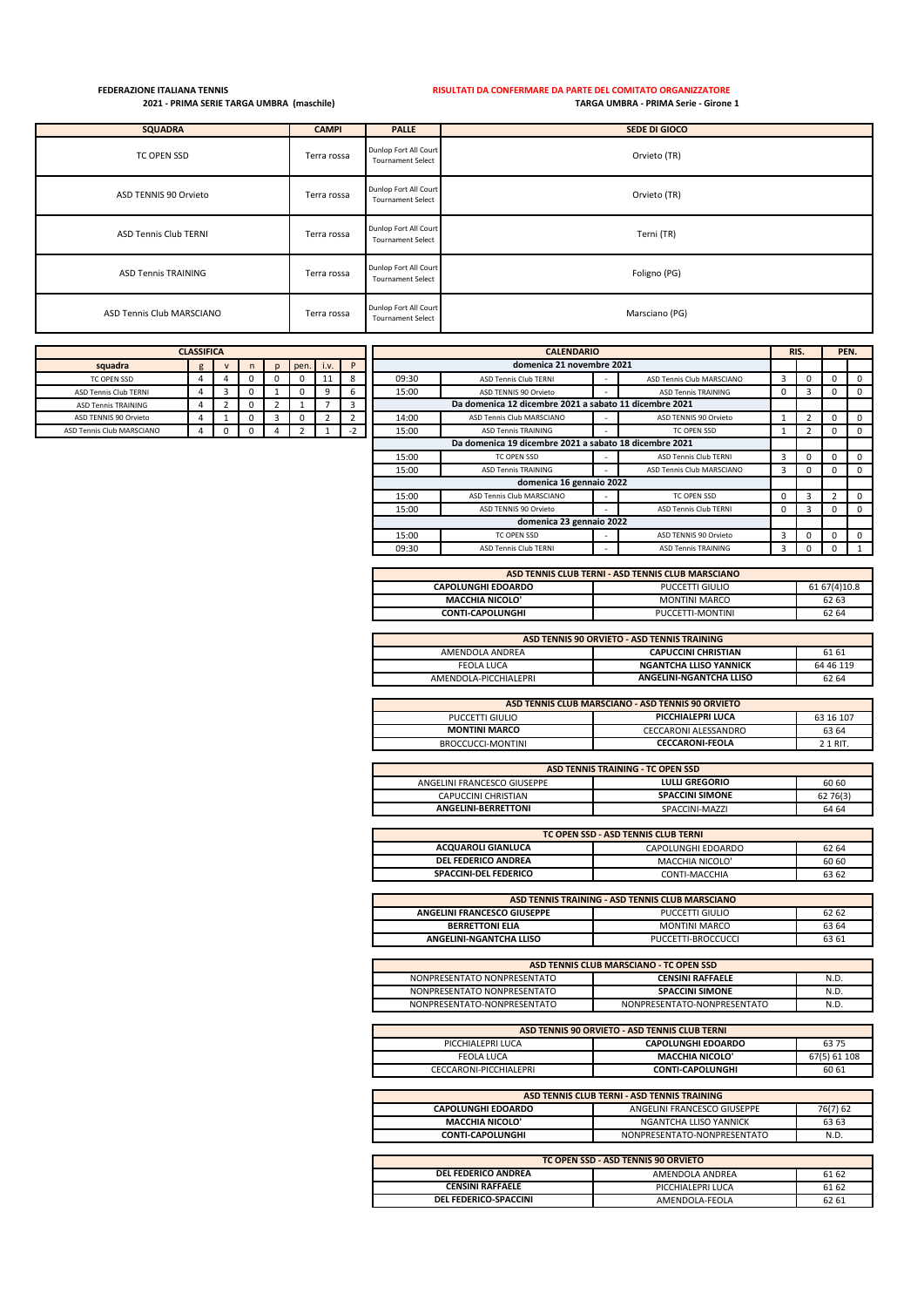**FEDERAZIONE ITALIANA TENNIS**

**2021 - PRIMA SERIE TARGA UMBRA (maschile)**

**RISULTATI DA CONFERMARE DA PARTE DEL COMITATO ORGANIZZATORE**

**TARGA UMBRA - PRIMA Serie - Girone 1**

| SQUADRA | CAMPI | PALLE | SEDE DI GIOCO |
|---|---|---|---|
| TC OPEN SSD | Terra rossa | Dunlop Fort All Court Tournament Select | Orvieto (TR) |
| ASD TENNIS 90 Orvieto | Terra rossa | Dunlop Fort All Court Tournament Select | Orvieto (TR) |
| ASD Tennis Club TERNI | Terra rossa | Dunlop Fort All Court Tournament Select | Terni (TR) |
| ASD Tennis TRAINING | Terra rossa | Dunlop Fort All Court Tournament Select | Foligno (PG) |
| ASD Tennis Club MARSCIANO | Terra rossa | Dunlop Fort All Court Tournament Select | Marsciano (PG) |

| CLASSIFICA | | | | | | | |
|---|---|---|---|---|---|---|---|
| squadra | g | v | n | p | pen. | i.v. | P |
| TC OPEN SSD | 4 | 4 | 0 | 0 | 0 | 11 | 8 |
| ASD Tennis Club TERNI | 4 | 3 | 0 | 1 | 0 | 9 | 6 |
| ASD Tennis TRAINING | 4 | 2 | 0 | 2 | 1 | 7 | 3 |
| ASD TENNIS 90 Orvieto | 4 | 1 | 0 | 3 | 0 | 2 | 2 |
| ASD Tennis Club MARSCIANO | 4 | 0 | 0 | 4 | 2 | 1 | -2 |

| CALENDARIO | | | | RIS. | | PEN. | |
|---|---|---|---|---|---|---|---|
| domenica 21 novembre 2021 | | | | | | | |
| 09:30 | ASD Tennis Club TERNI | - | ASD Tennis Club MARSCIANO | 3 | 0 | 0 | 0 |
| 15:00 | ASD TENNIS 90 Orvieto | - | ASD Tennis TRAINING | 0 | 3 | 0 | 0 |
| Da domenica 12 dicembre 2021 a sabato 11 dicembre 2021 | | | | | | | |
| 14:00 | ASD Tennis Club MARSCIANO | - | ASD TENNIS 90 Orvieto | 1 | 2 | 0 | 0 |
| 15:00 | ASD Tennis TRAINING | - | TC OPEN SSD | 1 | 2 | 0 | 0 |
| Da domenica 19 dicembre 2021 a sabato 18 dicembre 2021 | | | | | | | |
| 15:00 | TC OPEN SSD | - | ASD Tennis Club TERNI | 3 | 0 | 0 | 0 |
| 15:00 | ASD Tennis TRAINING | - | ASD Tennis Club MARSCIANO | 3 | 0 | 0 | 0 |
| domenica 16 gennaio 2022 | | | | | | | |
| 15:00 | ASD Tennis Club MARSCIANO | - | TC OPEN SSD | 0 | 3 | 2 | 0 |
| 15:00 | ASD TENNIS 90 Orvieto | - | ASD Tennis Club TERNI | 0 | 3 | 0 | 0 |
| domenica 23 gennaio 2022 | | | | | | | |
| 15:00 | TC OPEN SSD | - | ASD TENNIS 90 Orvieto | 3 | 0 | 0 | 0 |
| 09:30 | ASD Tennis Club TERNI | - | ASD Tennis TRAINING | 3 | 0 | 0 | 1 |

| ASD TENNIS CLUB TERNI - ASD TENNIS CLUB MARSCIANO | | |
|---|---|---|
| **CAPOLUNGHI EDOARDO** | PUCCETTI GIULIO | 61 67(4)10.8 |
| **MACCHIA NICOLO'** | MONTINI MARCO | 62 63 |
| **CONTI-CAPOLUNGHI** | PUCCETTI-MONTINI | 62 64 |

| ASD TENNIS 90 ORVIETO - ASD TENNIS TRAINING | | |
|---|---|---|
| AMENDOLA ANDREA | **CAPUCCINI CHRISTIAN** | 61 61 |
| FEOLA LUCA | **NGANTCHA LLISO YANNICK** | 64 46 119 |
| AMENDOLA-PICCHIALEPRI | **ANGELINI-NGANTCHA LLISO** | 62 64 |

| ASD TENNIS CLUB MARSCIANO - ASD TENNIS 90 ORVIETO | | |
|---|---|---|
| PUCCETTI GIULIO | **PICCHIALEPRI LUCA** | 63 16 107 |
| **MONTINI MARCO** | CECCARONI ALESSANDRO | 63 64 |
| BROCCUCCI-MONTINI | **CECCARONI-FEOLA** | 2 1 RIT. |

| ASD TENNIS TRAINING - TC OPEN SSD | | |
|---|---|---|
| ANGELINI FRANCESCO GIUSEPPE | **LULLI GREGORIO** | 60 60 |
| CAPUCCINI CHRISTIAN | **SPACCINI SIMONE** | 62 76(3) |
| **ANGELINI-BERRETTONI** | SPACCINI-MAZZI | 64 64 |

| TC OPEN SSD - ASD TENNIS CLUB TERNI | | |
|---|---|---|
| **ACQUAROLI GIANLUCA** | CAPOLUNGHI EDOARDO | 62 64 |
| **DEL FEDERICO ANDREA** | MACCHIA NICOLO' | 60 60 |
| **SPACCINI-DEL FEDERICO** | CONTI-MACCHIA | 63 62 |

| ASD TENNIS TRAINING - ASD TENNIS CLUB MARSCIANO | | |
|---|---|---|
| **ANGELINI FRANCESCO GIUSEPPE** | PUCCETTI GIULIO | 62 62 |
| **BERRETTONI ELIA** | MONTINI MARCO | 63 64 |
| **ANGELINI-NGANTCHA LLISO** | PUCCETTI-BROCCUCCI | 63 61 |

| ASD TENNIS CLUB MARSCIANO - TC OPEN SSD | | |
|---|---|---|
| NONPRESENTATO NONPRESENTATO | **CENSINI RAFFAELE** | N.D. |
| NONPRESENTATO NONPRESENTATO | **SPACCINI SIMONE** | N.D. |
| NONPRESENTATO-NONPRESENTATO | NONPRESENTATO-NONPRESENTATO | N.D. |

| ASD TENNIS 90 ORVIETO - ASD TENNIS CLUB TERNI | | |
|---|---|---|
| PICCHIALEPRI LUCA | **CAPOLUNGHI EDOARDO** | 63 75 |
| FEOLA LUCA | **MACCHIA NICOLO'** | 67(5) 61 108 |
| CECCARONI-PICCHIALEPRI | **CONTI-CAPOLUNGHI** | 60 61 |

| ASD TENNIS CLUB TERNI - ASD TENNIS TRAINING | | |
|---|---|---|
| **CAPOLUNGHI EDOARDO** | ANGELINI FRANCESCO GIUSEPPE | 76(7) 62 |
| **MACCHIA NICOLO'** | NGANTCHA LLISO YANNICK | 63 63 |
| **CONTI-CAPOLUNGHI** | NONPRESENTATO-NONPRESENTATO | N.D. |

| TC OPEN SSD - ASD TENNIS 90 ORVIETO | | |
|---|---|---|
| **DEL FEDERICO ANDREA** | AMENDOLA ANDREA | 61 62 |
| **CENSINI RAFFAELE** | PICCHIALEPRI LUCA | 61 62 |
| **DEL FEDERICO-SPACCINI** | AMENDOLA-FEOLA | 62 61 |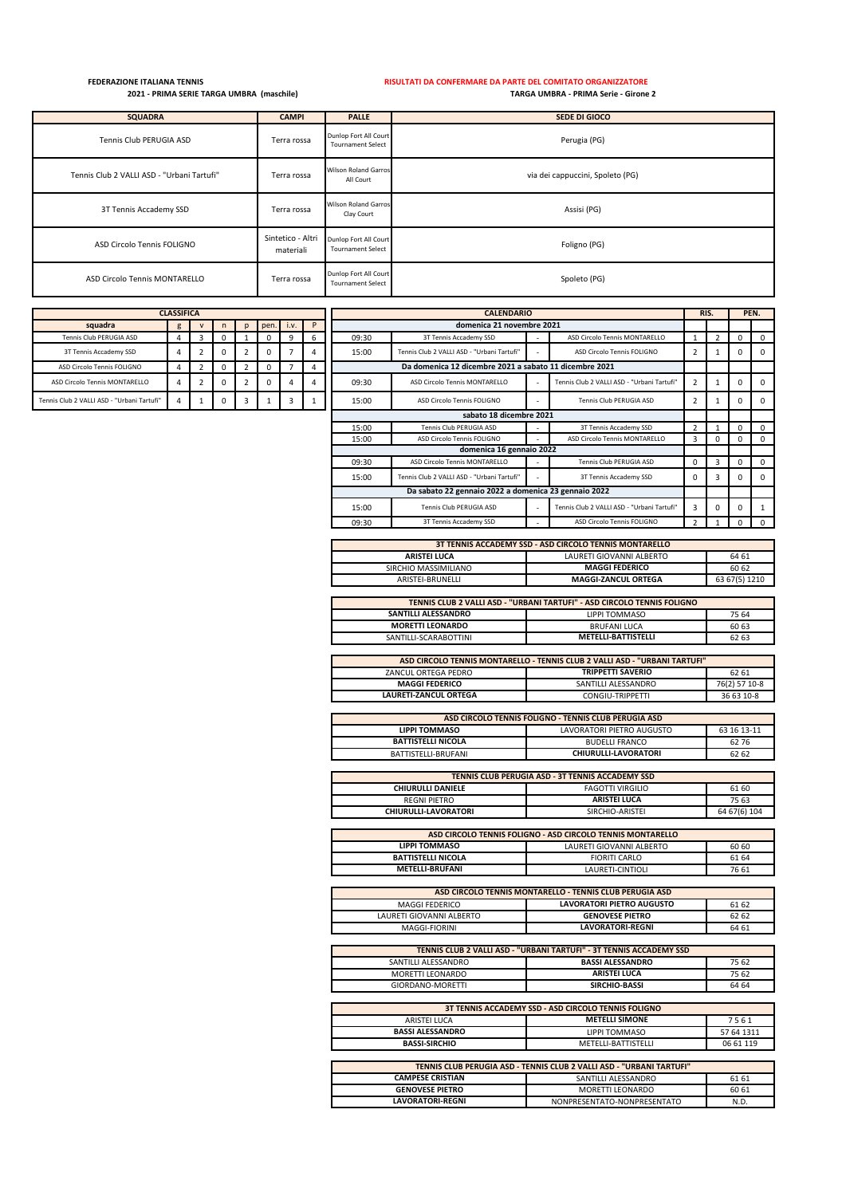**FEDERAZIONE ITALIANA TENNIS**

**2021 - PRIMA SERIE TARGA UMBRA (maschile)**

**RISULTATI DA CONFERMARE DA PARTE DEL COMITATO ORGANIZZATORE**

**TARGA UMBRA - PRIMA Serie - Girone 2**

| SQUADRA | CAMPI | PALLE | SEDE DI GIOCO |
|---|---|---|---|
| Tennis Club PERUGIA ASD | Terra rossa | Dunlop Fort All Court Tournament Select | Perugia (PG) |
| Tennis Club 2 VALLI ASD - "Urbani Tartufi" | Terra rossa | Wilson Roland Garros All Court | via dei cappuccini, Spoleto (PG) |
| 3T Tennis Accademy SSD | Terra rossa | Wilson Roland Garros Clay Court | Assisi (PG) |
| ASD Circolo Tennis FOLIGNO | Sintetico - Altri materiali | Dunlop Fort All Court Tournament Select | Foligno (PG) |
| ASD Circolo Tennis MONTARELLO | Terra rossa | Dunlop Fort All Court Tournament Select | Spoleto (PG) |

**CLASSIFICA**

| squadra | g | v | n | p | pen. | i.v. | P |
|---|---|---|---|---|---|---|---|
| Tennis Club PERUGIA ASD | 4 | 3 | 0 | 1 | 0 | 9 | 6 |
| 3T Tennis Accademy SSD | 4 | 2 | 0 | 2 | 0 | 7 | 4 |
| ASD Circolo Tennis FOLIGNO | 4 | 2 | 0 | 2 | 0 | 7 | 4 |
| ASD Circolo Tennis MONTARELLO | 4 | 2 | 0 | 2 | 0 | 4 | 4 |
| Tennis Club 2 VALLI ASD - "Urbani Tartufi" | 4 | 1 | 0 | 3 | 1 | 3 | 1 |

**CALENDARIO**

| CALENDARIO | | | | RIS. | | PEN. | |
|---|---|---|---|---|---|---|---|
| **domenica 21 novembre 2021** | | | | | | | |
| 09:30 | 3T Tennis Accademy SSD | - | ASD Circolo Tennis MONTARELLO | 1 | 2 | 0 | 0 |
| 15:00 | Tennis Club 2 VALLI ASD - "Urbani Tartufi" | - | ASD Circolo Tennis FOLIGNO | 2 | 1 | 0 | 0 |
| **Da domenica 12 dicembre 2021 a sabato 11 dicembre 2021** | | | | | | | |
| 09:30 | ASD Circolo Tennis MONTARELLO | - | Tennis Club 2 VALLI ASD - "Urbani Tartufi" | 2 | 1 | 0 | 0 |
| 15:00 | ASD Circolo Tennis FOLIGNO | - | Tennis Club PERUGIA ASD | 2 | 1 | 0 | 0 |
| **sabato 18 dicembre 2021** | | | | | | | |
| 15:00 | Tennis Club PERUGIA ASD | - | 3T Tennis Accademy SSD | 2 | 1 | 0 | 0 |
| 15:00 | ASD Circolo Tennis FOLIGNO | - | ASD Circolo Tennis MONTARELLO | 3 | 0 | 0 | 0 |
| **domenica 16 gennaio 2022** | | | | | | | |
| 09:30 | ASD Circolo Tennis MONTARELLO | - | Tennis Club PERUGIA ASD | 0 | 3 | 0 | 0 |
| 15:00 | Tennis Club 2 VALLI ASD - "Urbani Tartufi" | - | 3T Tennis Accademy SSD | 0 | 3 | 0 | 0 |
| **Da sabato 22 gennaio 2022 a domenica 23 gennaio 2022** | | | | | | | |
| 15:00 | Tennis Club PERUGIA ASD | - | Tennis Club 2 VALLI ASD - "Urbani Tartufi" | 3 | 0 | 0 | 1 |
| 09:30 | 3T Tennis Accademy SSD | - | ASD Circolo Tennis FOLIGNO | 2 | 1 | 0 | 0 |

| 3T TENNIS ACCADEMY SSD - ASD CIRCOLO TENNIS MONTARELLO | | |
|---|---|---|
| **ARISTEI LUCA** | LAURETI GIOVANNI ALBERTO | 64 61 |
| SIRCHIO MASSIMILIANO | **MAGGI FEDERICO** | 60 62 |
| ARISTEI-BRUNELLI | **MAGGI-ZANCUL ORTEGA** | 63 67(5) 1210 |

| TENNIS CLUB 2 VALLI ASD - "URBANI TARTUFI" - ASD CIRCOLO TENNIS FOLIGNO | | |
|---|---|---|
| **SANTILLI ALESSANDRO** | LIPPI TOMMASO | 75 64 |
| **MORETTI LEONARDO** | BRUFANI LUCA | 60 63 |
| SANTILLI-SCARABOTTINI | **METELLI-BATTISTELLI** | 62 63 |

| ASD CIRCOLO TENNIS MONTARELLO - TENNIS CLUB 2 VALLI ASD - "URBANI TARTUFI" | | |
|---|---|---|
| ZANCUL ORTEGA PEDRO | **TRIPPETTI SAVERIO** | 62 61 |
| **MAGGI FEDERICO** | SANTILLI ALESSANDRO | 76(2) 57 10-8 |
| **LAURETI-ZANCUL ORTEGA** | CONGIU-TRIPPETTI | 36 63 10-8 |

| ASD CIRCOLO TENNIS FOLIGNO - TENNIS CLUB PERUGIA ASD | | |
|---|---|---|
| **LIPPI TOMMASO** | LAVORATORI PIETRO AUGUSTO | 63 16 13-11 |
| **BATTISTELLI NICOLA** | BUDELLI FRANCO | 62 76 |
| BATTISTELLI-BRUFANI | **CHIURULLI-LAVORATORI** | 62 62 |

| TENNIS CLUB PERUGIA ASD - 3T TENNIS ACCADEMY SSD | | |
|---|---|---|
| **CHIURULLI DANIELE** | FAGOTTI VIRGILIO | 61 60 |
| REGNI PIETRO | **ARISTEI LUCA** | 75 63 |
| **CHIURULLI-LAVORATORI** | SIRCHIO-ARISTEI | 64 67(6) 104 |

| ASD CIRCOLO TENNIS FOLIGNO - ASD CIRCOLO TENNIS MONTARELLO | | |
|---|---|---|
| **LIPPI TOMMASO** | LAURETI GIOVANNI ALBERTO | 60 60 |
| **BATTISTELLI NICOLA** | FIORITI CARLO | 61 64 |
| **METELLI-BRUFANI** | LAURETI-CINTIOLI | 76 61 |

| ASD CIRCOLO TENNIS MONTARELLO - TENNIS CLUB PERUGIA ASD | | |
|---|---|---|
| MAGGI FEDERICO | **LAVORATORI PIETRO AUGUSTO** | 61 62 |
| LAURETI GIOVANNI ALBERTO | **GENOVESE PIETRO** | 62 62 |
| MAGGI-FIORINI | **LAVORATORI-REGNI** | 64 61 |

| TENNIS CLUB 2 VALLI ASD - "URBANI TARTUFI" - 3T TENNIS ACCADEMY SSD | | |
|---|---|---|
| SANTILLI ALESSANDRO | **BASSI ALESSANDRO** | 75 62 |
| MORETTI LEONARDO | **ARISTEI LUCA** | 75 62 |
| GIORDANO-MORETTI | **SIRCHIO-BASSI** | 64 64 |

| 3T TENNIS ACCADEMY SSD - ASD CIRCOLO TENNIS FOLIGNO | | |
|---|---|---|
| ARISTEI LUCA | **METELLI SIMONE** | 75 61 |
| **BASSI ALESSANDRO** | LIPPI TOMMASO | 57 64 1311 |
| **BASSI-SIRCHIO** | METELLI-BATTISTELLI | 06 61 119 |

| TENNIS CLUB PERUGIA ASD - TENNIS CLUB 2 VALLI ASD - "URBANI TARTUFI" | | |
|---|---|---|
| **CAMPESE CRISTIAN** | SANTILLI ALESSANDRO | 61 61 |
| **GENOVESE PIETRO** | MORETTI LEONARDO | 60 61 |
| **LAVORATORI-REGNI** | NONPRESENTATO-NONPRESENTATO | N.D. |